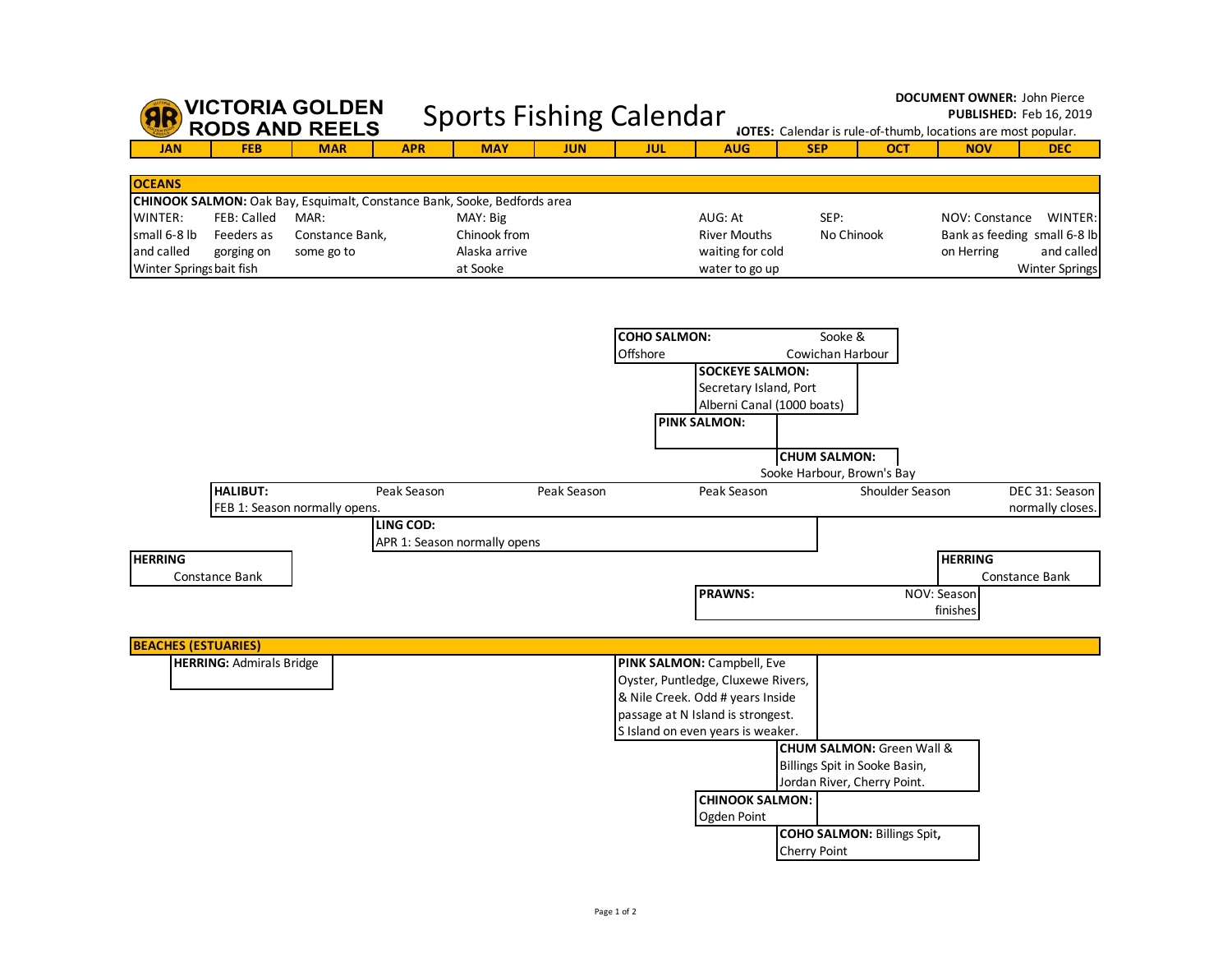# VICTORIA GOLDEN RODS AND REELS

## Sports Fishing Calendar

**DOCUMENT OWNER:** John Pierce
**PUBLISHED:** Feb 16, 2019
**NOTES:** Calendar is rule-of-thumb, locations are most popular.

| JAN | FEB | MAR | APR | MAY | JUN | JUL | AUG | SEP | OCT | NOV | DEC |
|---|---|---|---|---|---|---|---|---|---|---|---|

## OCEANS

**CHINOOK SALMON:** Oak Bay, Esquimalt, Constance Bank, Sooke, Bedfords area

| JAN | FEB | MAR | APR | MAY | JUN | JUL | AUG | SEP | OCT | NOV | DEC |
|---|---|---|---|---|---|---|---|---|---|---|---|
| WINTER: small 6-8 lb and called Winter Springs | FEB: Called Feeders as gorging on bait fish | MAR: Constance Bank, some go to | | MAY: Big Chinook from Alaska arrive at Sooke | | | AUG: At River Mouths waiting for cold water to go up | SEP: No Chinook | | NOV: Constance Bank as feeding on Herring | WINTER: small 6-8 lb and called Winter Springs |

| Species | Period | Notes |
|---|---|---|
| **COHO SALMON:** | JUL – SEP | Offshore; Sooke & Cowichan Harbour |
| **SOCKEYE SALMON:** | AUG – SEP | Secretary Island, Port Alberni Canal (1000 boats) |
| **PINK SALMON:** | mid JUL – AUG | |
| **CHUM SALMON:** | SEP – OCT | Sooke Harbour, Brown's Bay |
| **HALIBUT:** | FEB – DEC | FEB 1: Season normally opens. APR: Peak Season; JUN: Peak Season; AUG: Peak Season; OCT: Shoulder Season; DEC 31: Season normally closes. |
| **LING COD:** | APR – AUG | APR 1: Season normally opens |
| **HERRING** | JAN – FEB | Constance Bank |
| **HERRING** | NOV – DEC | Constance Bank |
| **PRAWNS:** | AUG – NOV | NOV: Season finishes |

## BEACHES (ESTUARIES)

| Species | Period | Notes |
|---|---|---|
| **HERRING:** | mid JAN – mid MAR | Admirals Bridge |
| **PINK SALMON:** | JUL – AUG | Campbell, Eve Oyster, Puntledge, Cluxewe Rivers, & Nile Creek. Odd # years Inside passage at N Island is strongest. S Island on even years is weaker. |
| **CHUM SALMON:** | SEP – NOV | Green Wall & Billings Spit in Sooke Basin, Jordan River, Cherry Point. |
| **CHINOOK SALMON:** | AUG | Ogden Point |
| **COHO SALMON:** | SEP – NOV | Billings Spit, Cherry Point |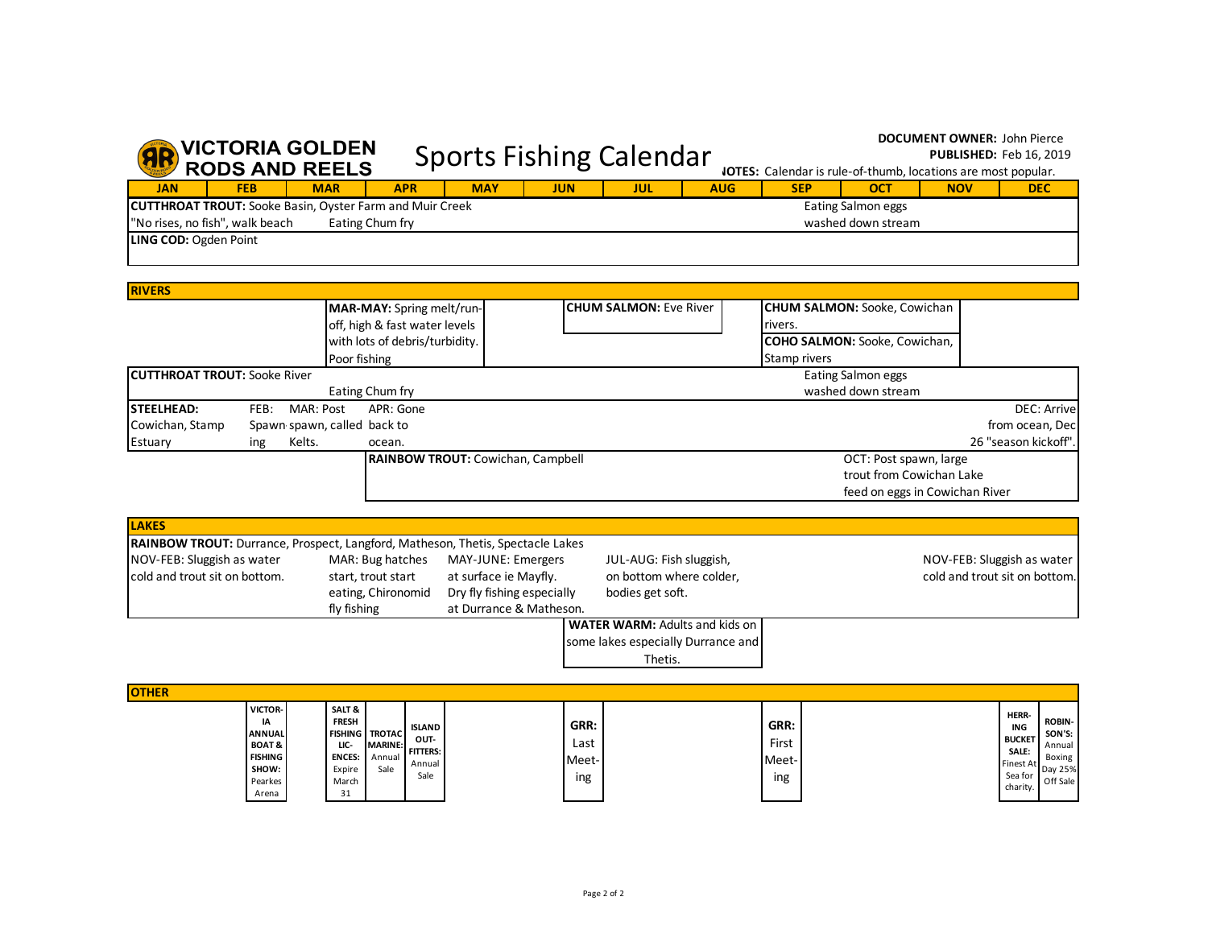**VICTORIA GOLDEN RODS AND REELS**

# Sports Fishing Calendar

**DOCUMENT OWNER:** John Pierce
**PUBLISHED:** Feb 16, 2019
**NOTES:** Calendar is rule-of-thumb, locations are most popular.

| JAN | FEB | MAR | APR | MAY | JUN | JUL | AUG | SEP | OCT | NOV | DEC |
|---|---|---|---|---|---|---|---|---|---|---|---|
| **CUTTHROAT TROUT:** Sooke Basin, Oyster Farm and Muir Creek | | | | | | | | | Eating Salmon eggs | | |
| "No rises, no fish", walk beach | | Eating Chum fry | | | | | | | washed down stream | | |
| **LING COD:** Ogden Point | | | | | | | | | | | |

## RIVERS

| JAN | FEB | MAR | APR | MAY | JUN | JUL | AUG | SEP | OCT | NOV | DEC |
|---|---|---|---|---|---|---|---|---|---|---|---|
| | | **MAR-MAY:** Spring melt/run-off, high & fast water levels with lots of debris/turbidity. Poor fishing | | | | **CHUM SALMON:** Eve River | | **CHUM SALMON:** Sooke, Cowichan rivers. **COHO SALMON:** Sooke, Cowichan, Stamp rivers | | | |
| **CUTTHROAT TROUT:** Sooke River | | Eating Chum fry | | | | | | | Eating Salmon eggs washed down stream | | |
| **STEELHEAD:** Cowichan, Stamp Estuary | FEB: Spawning | MAR: Post spawn, called Kelts. | APR: Gone back to ocean. | | | | | | | | DEC: Arrive from ocean, Dec 26 "season kickoff". |
| | | | **RAINBOW TROUT:** Cowichan, Campbell | | | | | | OCT: Post spawn, large trout from Cowichan Lake feed on eggs in Cowichan River | | |

## LAKES

| JAN | FEB | MAR | APR | MAY | JUN | JUL | AUG | SEP | OCT | NOV | DEC |
|---|---|---|---|---|---|---|---|---|---|---|---|
| **RAINBOW TROUT:** Durrance, Prospect, Langford, Matheson, Thetis, Spectacle Lakes | | | | | | | | | | | |
| NOV-FEB: Sluggish as water cold and trout sit on bottom. | | MAR: Bug hatches start, trout start eating, Chironomid fly fishing | | MAY-JUNE: Emergers at surface ie Mayfly. Dry fly fishing especially at Durrance & Matheson. | | JUL-AUG: Fish sluggish, on bottom where colder, bodies get soft. | | | | | NOV-FEB: Sluggish as water cold and trout sit on bottom. |
| | | | | | | **WATER WARM:** Adults and kids on some lakes especially Durrance and Thetis. | | | | | |

## OTHER

| JAN | FEB | MAR | APR | MAY | JUN | JUL | AUG | SEP | OCT | NOV | DEC |
|---|---|---|---|---|---|---|---|---|---|---|---|
| | **VICTORIA ANNUAL BOAT & FISHING SHOW:** Pearkes Arena | **SALT & FRESH FISHING LICENCES:** Expire March 31 / **TROTAC MARINE:** Annual Sale | **ISLAND OUTFITTERS:** Annual Sale | | **GRR:** Last Meeting | | | **GRR:** First Meeting | | | **HERRING BUCKET SALE:** Finest At Sea for charity. / **ROBINSON'S:** Annual Boxing Day 25% Off Sale |